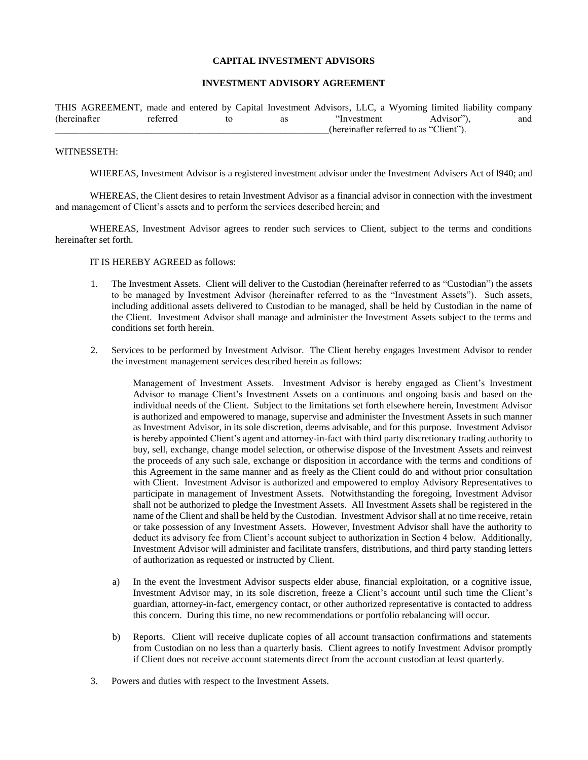**CAPITAL INVESTMENT ADVISORS**

**INVESTMENT ADVISORY AGREEMENT**

THIS AGREEMENT, made and entered by Capital Investment Advisors, LLC, a Wyoming limited liability company (hereinafter referred to as "Investment Advisor"), and ___________________________________________________________(hereinafter referred to as "Client").

WITNESSETH:

WHEREAS, Investment Advisor is a registered investment advisor under the Investment Advisers Act of l940; and

WHEREAS, the Client desires to retain Investment Advisor as a financial advisor in connection with the investment and management of Client's assets and to perform the services described herein; and

WHEREAS, Investment Advisor agrees to render such services to Client, subject to the terms and conditions hereinafter set forth.

IT IS HEREBY AGREED as follows:

1. The Investment Assets. Client will deliver to the Custodian (hereinafter referred to as "Custodian") the assets to be managed by Investment Advisor (hereinafter referred to as the "Investment Assets"). Such assets, including additional assets delivered to Custodian to be managed, shall be held by Custodian in the name of the Client. Investment Advisor shall manage and administer the Investment Assets subject to the terms and conditions set forth herein.

2. Services to be performed by Investment Advisor. The Client hereby engages Investment Advisor to render the investment management services described herein as follows:

   Management of Investment Assets. Investment Advisor is hereby engaged as Client's Investment Advisor to manage Client's Investment Assets on a continuous and ongoing basis and based on the individual needs of the Client. Subject to the limitations set forth elsewhere herein, Investment Advisor is authorized and empowered to manage, supervise and administer the Investment Assets in such manner as Investment Advisor, in its sole discretion, deems advisable, and for this purpose. Investment Advisor is hereby appointed Client's agent and attorney-in-fact with third party discretionary trading authority to buy, sell, exchange, change model selection, or otherwise dispose of the Investment Assets and reinvest the proceeds of any such sale, exchange or disposition in accordance with the terms and conditions of this Agreement in the same manner and as freely as the Client could do and without prior consultation with Client. Investment Advisor is authorized and empowered to employ Advisory Representatives to participate in management of Investment Assets. Notwithstanding the foregoing, Investment Advisor shall not be authorized to pledge the Investment Assets. All Investment Assets shall be registered in the name of the Client and shall be held by the Custodian. Investment Advisor shall at no time receive, retain or take possession of any Investment Assets. However, Investment Advisor shall have the authority to deduct its advisory fee from Client's account subject to authorization in Section 4 below. Additionally, Investment Advisor will administer and facilitate transfers, distributions, and third party standing letters of authorization as requested or instructed by Client.

   a) In the event the Investment Advisor suspects elder abuse, financial exploitation, or a cognitive issue, Investment Advisor may, in its sole discretion, freeze a Client's account until such time the Client's guardian, attorney-in-fact, emergency contact, or other authorized representative is contacted to address this concern. During this time, no new recommendations or portfolio rebalancing will occur.

   b) Reports. Client will receive duplicate copies of all account transaction confirmations and statements from Custodian on no less than a quarterly basis. Client agrees to notify Investment Advisor promptly if Client does not receive account statements direct from the account custodian at least quarterly.

3. Powers and duties with respect to the Investment Assets.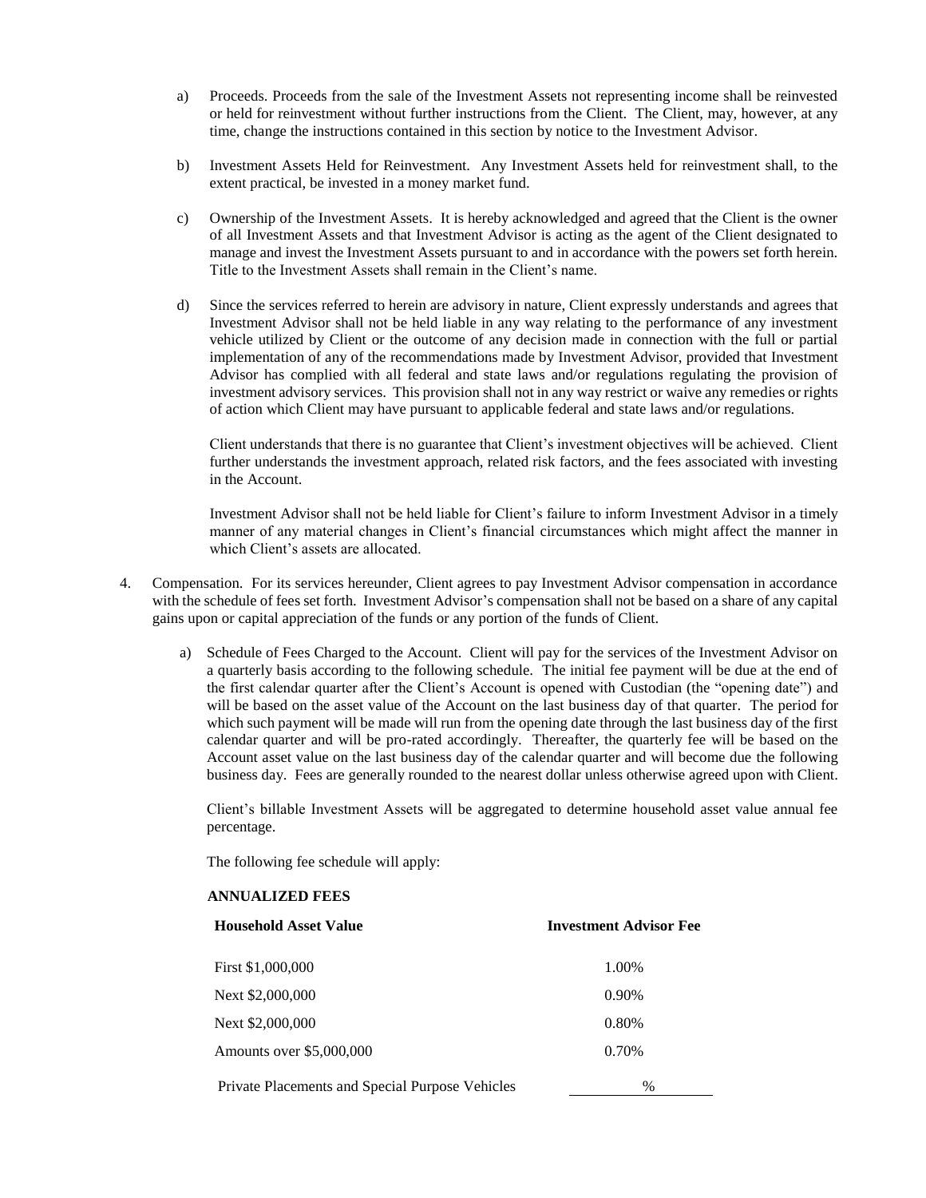a) Proceeds. Proceeds from the sale of the Investment Assets not representing income shall be reinvested or held for reinvestment without further instructions from the Client. The Client, may, however, at any time, change the instructions contained in this section by notice to the Investment Advisor.

b) Investment Assets Held for Reinvestment. Any Investment Assets held for reinvestment shall, to the extent practical, be invested in a money market fund.

c) Ownership of the Investment Assets. It is hereby acknowledged and agreed that the Client is the owner of all Investment Assets and that Investment Advisor is acting as the agent of the Client designated to manage and invest the Investment Assets pursuant to and in accordance with the powers set forth herein. Title to the Investment Assets shall remain in the Client's name.

d) Since the services referred to herein are advisory in nature, Client expressly understands and agrees that Investment Advisor shall not be held liable in any way relating to the performance of any investment vehicle utilized by Client or the outcome of any decision made in connection with the full or partial implementation of any of the recommendations made by Investment Advisor, provided that Investment Advisor has complied with all federal and state laws and/or regulations regulating the provision of investment advisory services. This provision shall not in any way restrict or waive any remedies or rights of action which Client may have pursuant to applicable federal and state laws and/or regulations.

   Client understands that there is no guarantee that Client's investment objectives will be achieved. Client further understands the investment approach, related risk factors, and the fees associated with investing in the Account.

   Investment Advisor shall not be held liable for Client's failure to inform Investment Advisor in a timely manner of any material changes in Client's financial circumstances which might affect the manner in which Client's assets are allocated.

4. Compensation. For its services hereunder, Client agrees to pay Investment Advisor compensation in accordance with the schedule of fees set forth. Investment Advisor's compensation shall not be based on a share of any capital gains upon or capital appreciation of the funds or any portion of the funds of Client.

   a) Schedule of Fees Charged to the Account. Client will pay for the services of the Investment Advisor on a quarterly basis according to the following schedule. The initial fee payment will be due at the end of the first calendar quarter after the Client's Account is opened with Custodian (the "opening date") and will be based on the asset value of the Account on the last business day of that quarter. The period for which such payment will be made will run from the opening date through the last business day of the first calendar quarter and will be pro-rated accordingly. Thereafter, the quarterly fee will be based on the Account asset value on the last business day of the calendar quarter and will become due the following business day. Fees are generally rounded to the nearest dollar unless otherwise agreed upon with Client.

      Client's billable Investment Assets will be aggregated to determine household asset value annual fee percentage.

      The following fee schedule will apply:

      **ANNUALIZED FEES**

| **Household Asset Value** | **Investment Advisor Fee** |
|---|---|
| First $1,000,000 | 1.00% |
| Next $2,000,000 | 0.90% |
| Next $2,000,000 | 0.80% |
| Amounts over $5,000,000 | 0.70% |
| Private Placements and Special Purpose Vehicles | ______% |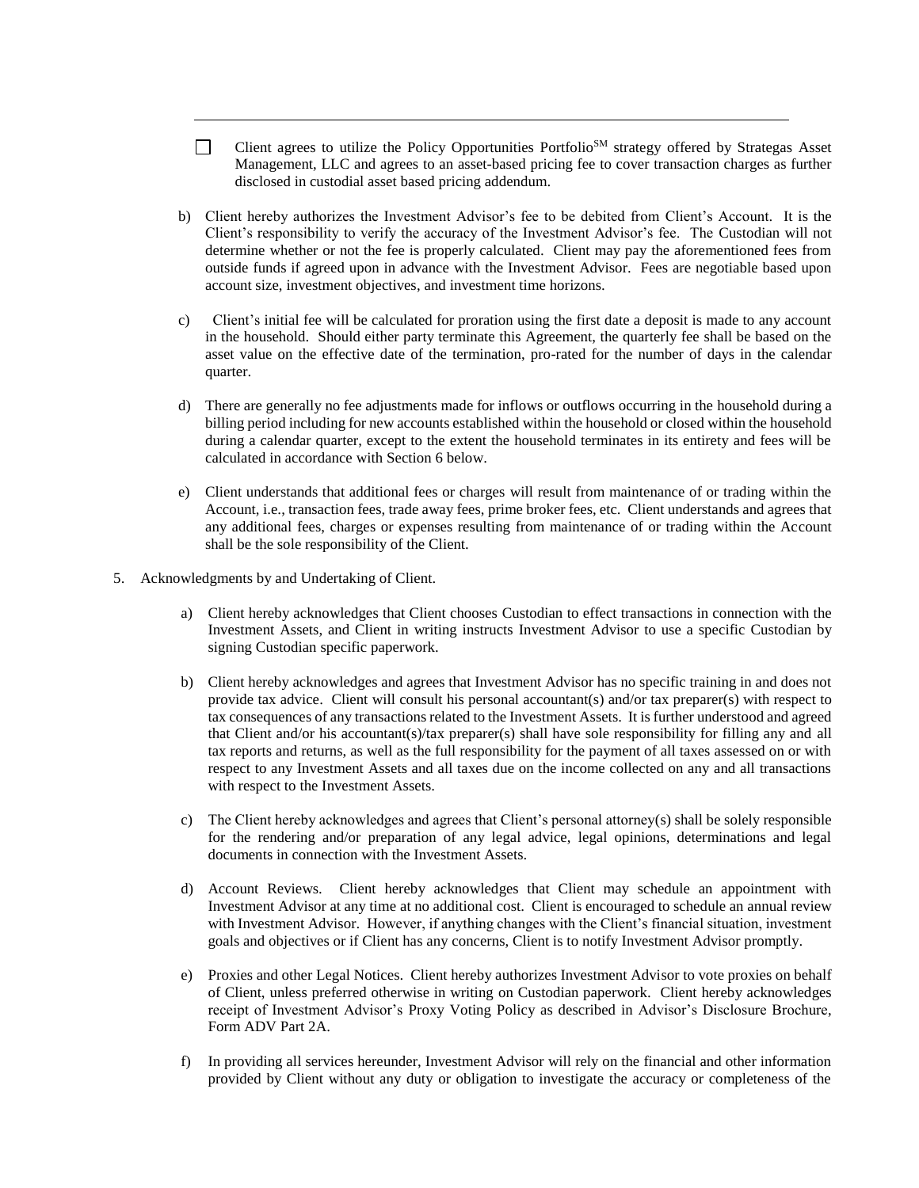---

☐ Client agrees to utilize the Policy Opportunities Portfolio[SM] strategy offered by Strategas Asset Management, LLC and agrees to an asset-based pricing fee to cover transaction charges as further disclosed in custodial asset based pricing addendum.

b) Client hereby authorizes the Investment Advisor's fee to be debited from Client's Account. It is the Client's responsibility to verify the accuracy of the Investment Advisor's fee. The Custodian will not determine whether or not the fee is properly calculated. Client may pay the aforementioned fees from outside funds if agreed upon in advance with the Investment Advisor. Fees are negotiable based upon account size, investment objectives, and investment time horizons.

c) Client's initial fee will be calculated for proration using the first date a deposit is made to any account in the household. Should either party terminate this Agreement, the quarterly fee shall be based on the asset value on the effective date of the termination, pro-rated for the number of days in the calendar quarter.

d) There are generally no fee adjustments made for inflows or outflows occurring in the household during a billing period including for new accounts established within the household or closed within the household during a calendar quarter, except to the extent the household terminates in its entirety and fees will be calculated in accordance with Section 6 below.

e) Client understands that additional fees or charges will result from maintenance of or trading within the Account, i.e., transaction fees, trade away fees, prime broker fees, etc. Client understands and agrees that any additional fees, charges or expenses resulting from maintenance of or trading within the Account shall be the sole responsibility of the Client.

5. Acknowledgments by and Undertaking of Client.

a) Client hereby acknowledges that Client chooses Custodian to effect transactions in connection with the Investment Assets, and Client in writing instructs Investment Advisor to use a specific Custodian by signing Custodian specific paperwork.

b) Client hereby acknowledges and agrees that Investment Advisor has no specific training in and does not provide tax advice. Client will consult his personal accountant(s) and/or tax preparer(s) with respect to tax consequences of any transactions related to the Investment Assets. It is further understood and agreed that Client and/or his accountant(s)/tax preparer(s) shall have sole responsibility for filling any and all tax reports and returns, as well as the full responsibility for the payment of all taxes assessed on or with respect to any Investment Assets and all taxes due on the income collected on any and all transactions with respect to the Investment Assets.

c) The Client hereby acknowledges and agrees that Client's personal attorney(s) shall be solely responsible for the rendering and/or preparation of any legal advice, legal opinions, determinations and legal documents in connection with the Investment Assets.

d) Account Reviews. Client hereby acknowledges that Client may schedule an appointment with Investment Advisor at any time at no additional cost. Client is encouraged to schedule an annual review with Investment Advisor. However, if anything changes with the Client's financial situation, investment goals and objectives or if Client has any concerns, Client is to notify Investment Advisor promptly.

e) Proxies and other Legal Notices. Client hereby authorizes Investment Advisor to vote proxies on behalf of Client, unless preferred otherwise in writing on Custodian paperwork. Client hereby acknowledges receipt of Investment Advisor's Proxy Voting Policy as described in Advisor's Disclosure Brochure, Form ADV Part 2A.

f) In providing all services hereunder, Investment Advisor will rely on the financial and other information provided by Client without any duty or obligation to investigate the accuracy or completeness of the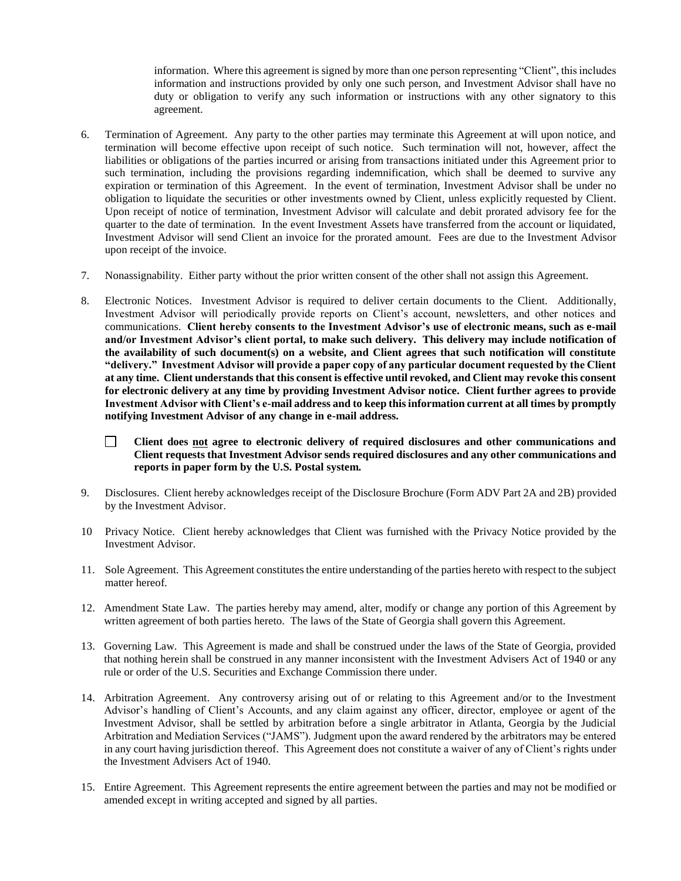information. Where this agreement is signed by more than one person representing "Client", this includes information and instructions provided by only one such person, and Investment Advisor shall have no duty or obligation to verify any such information or instructions with any other signatory to this agreement.

6. Termination of Agreement. Any party to the other parties may terminate this Agreement at will upon notice, and termination will become effective upon receipt of such notice. Such termination will not, however, affect the liabilities or obligations of the parties incurred or arising from transactions initiated under this Agreement prior to such termination, including the provisions regarding indemnification, which shall be deemed to survive any expiration or termination of this Agreement. In the event of termination, Investment Advisor shall be under no obligation to liquidate the securities or other investments owned by Client, unless explicitly requested by Client. Upon receipt of notice of termination, Investment Advisor will calculate and debit prorated advisory fee for the quarter to the date of termination. In the event Investment Assets have transferred from the account or liquidated, Investment Advisor will send Client an invoice for the prorated amount. Fees are due to the Investment Advisor upon receipt of the invoice.

7. Nonassignability. Either party without the prior written consent of the other shall not assign this Agreement.

8. Electronic Notices. Investment Advisor is required to deliver certain documents to the Client. Additionally, Investment Advisor will periodically provide reports on Client's account, newsletters, and other notices and communications. **Client hereby consents to the Investment Advisor's use of electronic means, such as e-mail and/or Investment Advisor's client portal, to make such delivery. This delivery may include notification of the availability of such document(s) on a website, and Client agrees that such notification will constitute "delivery." Investment Advisor will provide a paper copy of any particular document requested by the Client at any time. Client understands that this consent is effective until revoked, and Client may revoke this consent for electronic delivery at any time by providing Investment Advisor notice. Client further agrees to provide Investment Advisor with Client's e-mail address and to keep this information current at all times by promptly notifying Investment Advisor of any change in e-mail address.**

   ☐ **Client does <u>not</u> agree to electronic delivery of required disclosures and other communications and Client requests that Investment Advisor sends required disclosures and any other communications and reports in paper form by the U.S. Postal system.**

9. Disclosures. Client hereby acknowledges receipt of the Disclosure Brochure (Form ADV Part 2A and 2B) provided by the Investment Advisor.

10 Privacy Notice. Client hereby acknowledges that Client was furnished with the Privacy Notice provided by the Investment Advisor.

11. Sole Agreement. This Agreement constitutes the entire understanding of the parties hereto with respect to the subject matter hereof.

12. Amendment State Law. The parties hereby may amend, alter, modify or change any portion of this Agreement by written agreement of both parties hereto. The laws of the State of Georgia shall govern this Agreement.

13. Governing Law. This Agreement is made and shall be construed under the laws of the State of Georgia, provided that nothing herein shall be construed in any manner inconsistent with the Investment Advisers Act of 1940 or any rule or order of the U.S. Securities and Exchange Commission there under.

14. Arbitration Agreement. Any controversy arising out of or relating to this Agreement and/or to the Investment Advisor's handling of Client's Accounts, and any claim against any officer, director, employee or agent of the Investment Advisor, shall be settled by arbitration before a single arbitrator in Atlanta, Georgia by the Judicial Arbitration and Mediation Services ("JAMS"). Judgment upon the award rendered by the arbitrators may be entered in any court having jurisdiction thereof. This Agreement does not constitute a waiver of any of Client's rights under the Investment Advisers Act of 1940.

15. Entire Agreement. This Agreement represents the entire agreement between the parties and may not be modified or amended except in writing accepted and signed by all parties.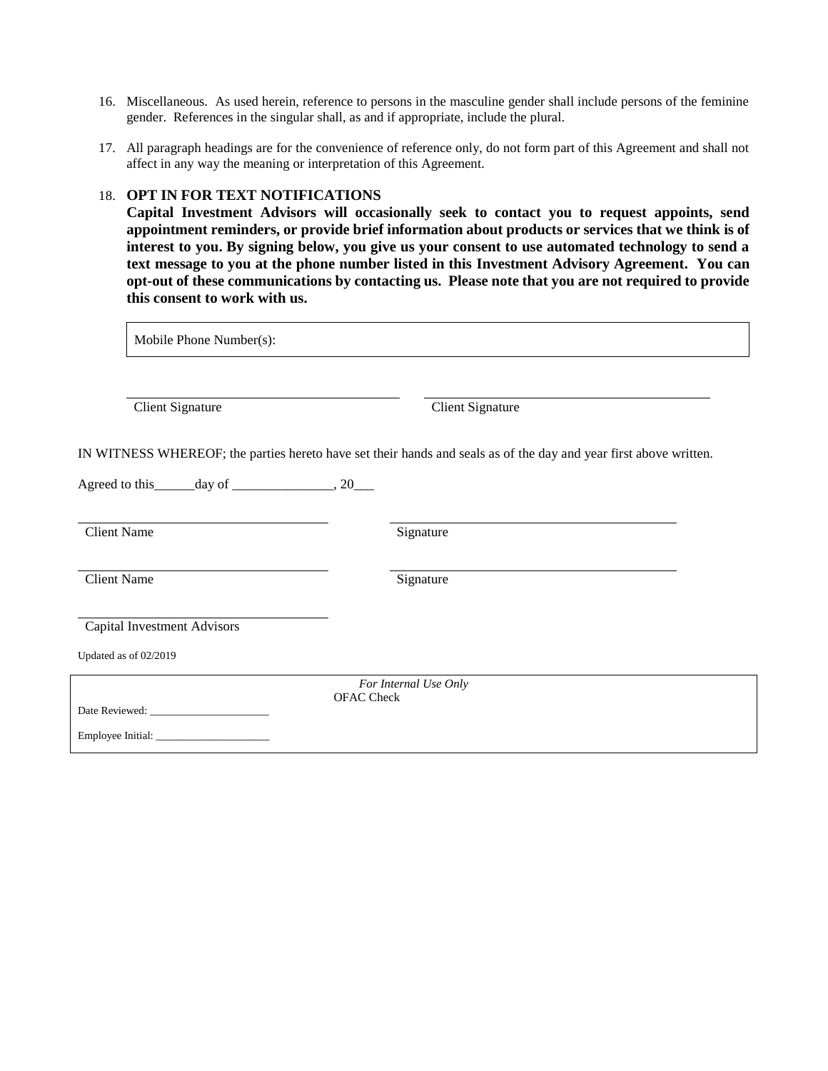16. Miscellaneous. As used herein, reference to persons in the masculine gender shall include persons of the feminine gender. References in the singular shall, as and if appropriate, include the plural.

17. All paragraph headings are for the convenience of reference only, do not form part of this Agreement and shall not affect in any way the meaning or interpretation of this Agreement.

18. **OPT IN FOR TEXT NOTIFICATIONS**
    **Capital Investment Advisors will occasionally seek to contact you to request appoints, send appointment reminders, or provide brief information about products or services that we think is of interest to you. By signing below, you give us your consent to use automated technology to send a text message to you at the phone number listed in this Investment Advisory Agreement. You can opt-out of these communications by contacting us. Please note that you are not required to provide this consent to work with us.**

| Mobile Phone Number(s): |
|---|

______________________________ Client Signature

______________________________ Client Signature

IN WITNESS WHEREOF; the parties hereto have set their hands and seals as of the day and year first above written.

Agreed to this______day of _______________, 20___

______________________________ Client Name

______________________________ Signature

______________________________ Client Name

______________________________ Signature

______________________________ Capital Investment Advisors

Updated as of 02/2019

*For Internal Use Only*

OFAC Check

Date Reviewed: ______________________

Employee Initial: ______________________